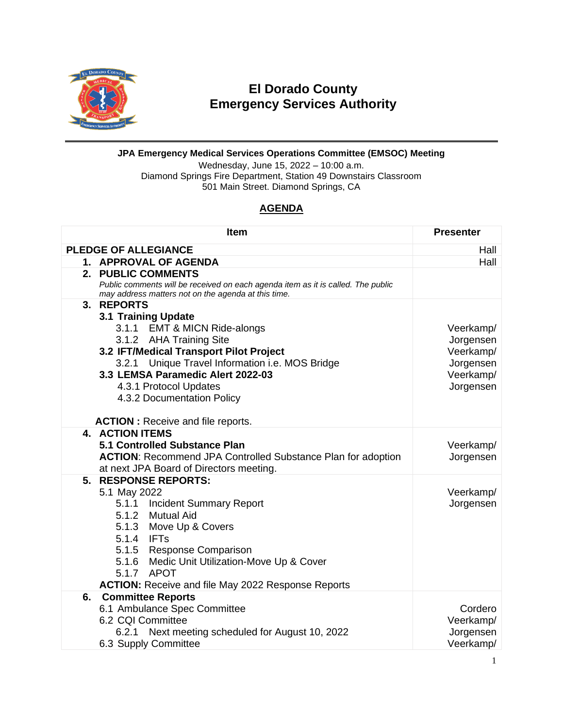# El Dorado County
# Emergency Services Authority

**JPA Emergency Medical Services Operations Committee (EMSOC) Meeting**

Wednesday, June 15, 2022 – 10:00 a.m.
Diamond Springs Fire Department, Station 49 Downstairs Classroom
501 Main Street. Diamond Springs, CA

## AGENDA

| Item | Presenter |
|---|---|
| **PLEDGE OF ALLEGIANCE** | Hall |
| **1. APPROVAL OF AGENDA** | Hall |
| **2. PUBLIC COMMENTS**<br>*Public comments will be received on each agenda item as it is called. The public may address matters not on the agenda at this time.* | |
| **3. REPORTS**<br>**3.1 Training Update**<br>3.1.1 EMT & MICN Ride-alongs<br>3.1.2 AHA Training Site<br>**3.2 IFT/Medical Transport Pilot Project**<br>3.2.1 Unique Travel Information i.e. MOS Bridge<br>**3.3 LEMSA Paramedic Alert 2022-03**<br>4.3.1 Protocol Updates<br>4.3.2 Documentation Policy<br><br>**ACTION :** Receive and file reports. | <br><br>Veerkamp/<br>Jorgensen<br>Veerkamp/<br>Jorgensen<br>Veerkamp/<br>Jorgensen |
| **4. ACTION ITEMS**<br>**5.1 Controlled Substance Plan**<br>**ACTION**: Recommend JPA Controlled Substance Plan for adoption at next JPA Board of Directors meeting. | <br>Veerkamp/<br>Jorgensen |
| **5. RESPONSE REPORTS:**<br>5.1 May 2022<br>5.1.1 Incident Summary Report<br>5.1.2 Mutual Aid<br>5.1.3 Move Up & Covers<br>5.1.4 IFTs<br>5.1.5 Response Comparison<br>5.1.6 Medic Unit Utilization-Move Up & Cover<br>5.1.7 APOT<br>**ACTION:** Receive and file May 2022 Response Reports | <br>Veerkamp/<br>Jorgensen |
| **6. Committee Reports**<br>6.1 Ambulance Spec Committee<br>6.2 CQI Committee<br>6.2.1 Next meeting scheduled for August 10, 2022<br>6.3 Supply Committee | <br>Cordero<br>Veerkamp/<br>Jorgensen<br>Veerkamp/ |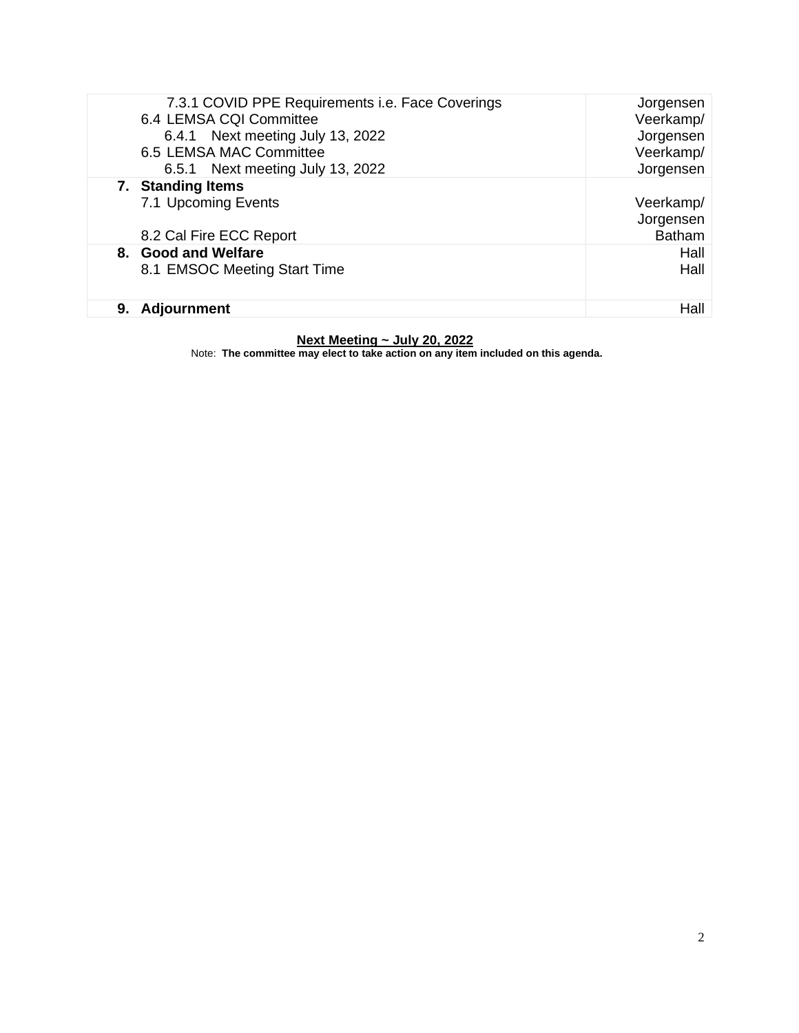| | |
|---|---|
| 7.3.1 COVID PPE Requirements i.e. Face Coverings | Jorgensen |
| 6.4 LEMSA CQI Committee | Veerkamp/ |
| 6.4.1 Next meeting July 13, 2022 | Jorgensen |
| 6.5 LEMSA MAC Committee | Veerkamp/ |
| 6.5.1 Next meeting July 13, 2022 | Jorgensen |
| **7. Standing Items** | |
| 7.1 Upcoming Events | Veerkamp/ Jorgensen |
| 8.2 Cal Fire ECC Report | Batham |
| **8. Good and Welfare** | Hall |
| 8.1 EMSOC Meeting Start Time | Hall |
| **9. Adjournment** | Hall |

**Next Meeting ~ July 20, 2022**

Note: **The committee may elect to take action on any item included on this agenda.**